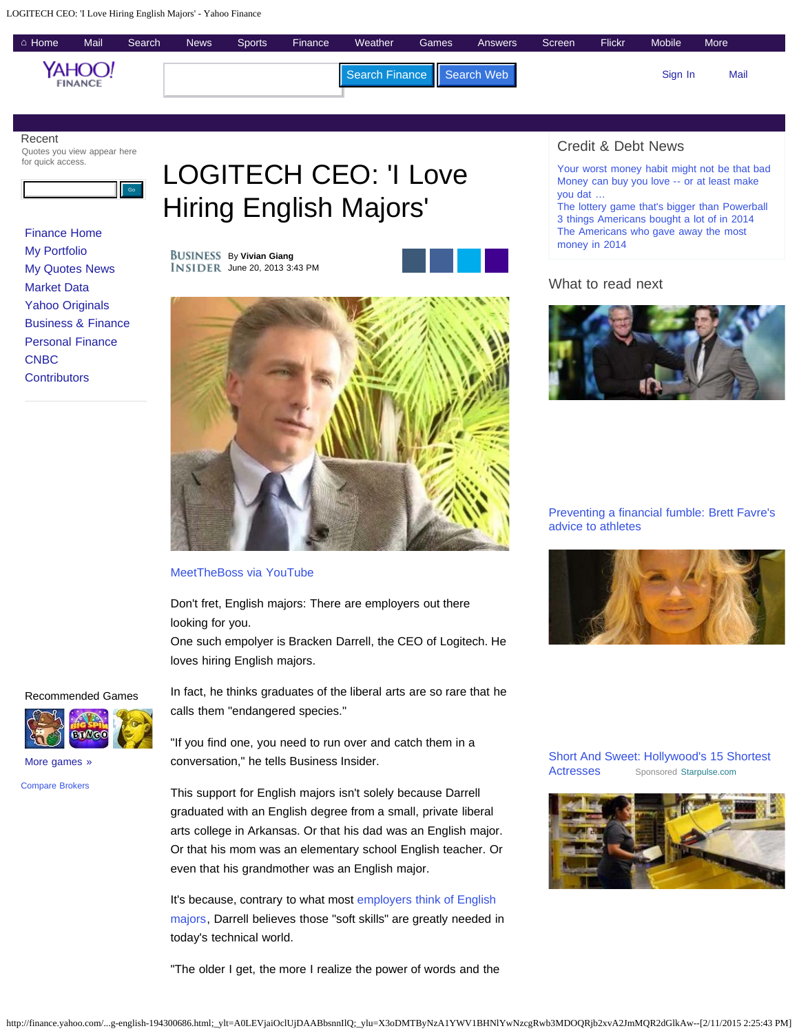# LOGITECH CEO: 'I Love Hiring English Majors'

Business Insider By **Vivian Giang** June 20, 2013 3:43 PM

MeetTheBoss via YouTube

Don't fret, English majors: There are employers out there looking for you.
One such empolyer is Bracken Darrell, the CEO of Logitech. He loves hiring English majors.

In fact, he thinks graduates of the liberal arts are so rare that he calls them "endangered species."

"If you find one, you need to run over and catch them in a conversation," he tells Business Insider.

This support for English majors isn't solely because Darrell graduated with an English degree from a small, private liberal arts college in Arkansas. Or that his dad was an English major. Or that his mom was an elementary school English teacher. Or even that his grandmother was an English major.

It's because, contrary to what most employers think of English majors, Darrell believes those "soft skills" are greatly needed in today's technical world.

"The older I get, the more I realize the power of words and the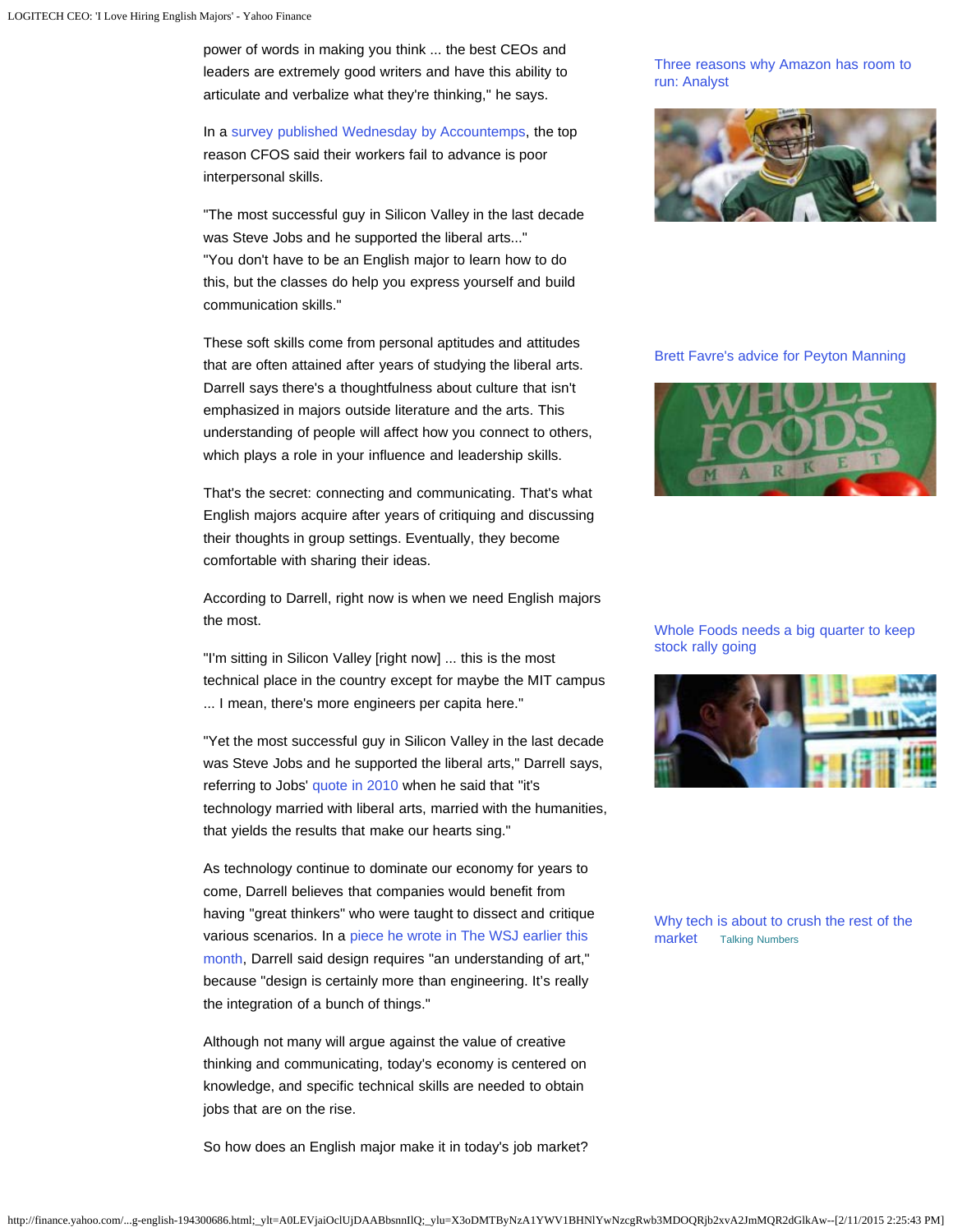power of words in making you think ... the best CEOs and leaders are extremely good writers and have this ability to articulate and verbalize what they're thinking," he says.

In a survey published Wednesday by Accountemps, the top reason CFOS said their workers fail to advance is poor interpersonal skills.

"The most successful guy in Silicon Valley in the last decade was Steve Jobs and he supported the liberal arts..."
"You don't have to be an English major to learn how to do this, but the classes do help you express yourself and build communication skills."

These soft skills come from personal aptitudes and attitudes that are often attained after years of studying the liberal arts. Darrell says there's a thoughtfulness about culture that isn't emphasized in majors outside literature and the arts. This understanding of people will affect how you connect to others, which plays a role in your influence and leadership skills.

That's the secret: connecting and communicating. That's what English majors acquire after years of critiquing and discussing their thoughts in group settings. Eventually, they become comfortable with sharing their ideas.

According to Darrell, right now is when we need English majors the most.

"I'm sitting in Silicon Valley [right now] ... this is the most technical place in the country except for maybe the MIT campus ... I mean, there's more engineers per capita here."

"Yet the most successful guy in Silicon Valley in the last decade was Steve Jobs and he supported the liberal arts," Darrell says, referring to Jobs' quote in 2010 when he said that "it's technology married with liberal arts, married with the humanities, that yields the results that make our hearts sing."

As technology continue to dominate our economy for years to come, Darrell believes that companies would benefit from having "great thinkers" who were taught to dissect and critique various scenarios. In a piece he wrote in The WSJ earlier this month, Darrell said design requires "an understanding of art," because "design is certainly more than engineering. It's really the integration of a bunch of things."

Although not many will argue against the value of creative thinking and communicating, today's economy is centered on knowledge, and specific technical skills are needed to obtain jobs that are on the rise.

So how does an English major make it in today's job market?

Three reasons why Amazon has room to run: Analyst

Brett Favre's advice for Peyton Manning

Whole Foods needs a big quarter to keep stock rally going

Why tech is about to crush the rest of the market Talking Numbers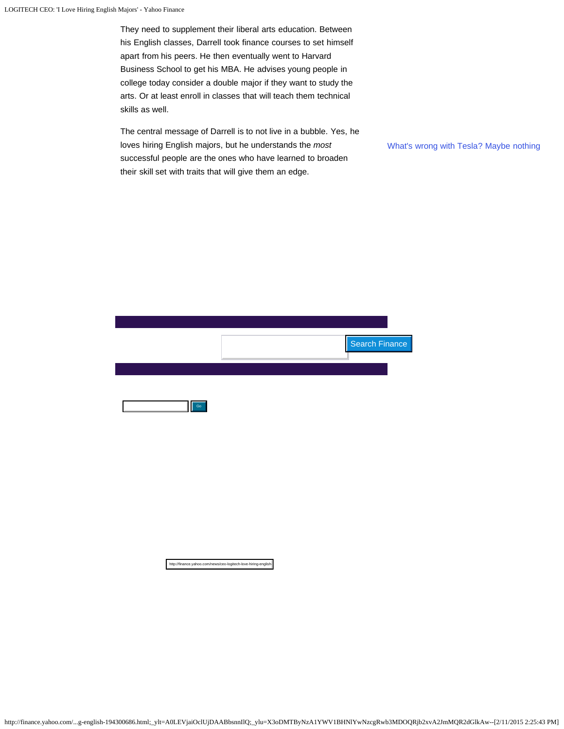They need to supplement their liberal arts education. Between his English classes, Darrell took finance courses to set himself apart from his peers. He then eventually went to Harvard Business School to get his MBA. He advises young people in college today consider a double major if they want to study the arts. Or at least enroll in classes that will teach them technical skills as well.

The central message of Darrell is to not live in a bubble. Yes, he loves hiring English majors, but he understands the *most* successful people are the ones who have learned to broaden their skill set with traits that will give them an edge.

What's wrong with Tesla? Maybe nothing

Search Finance

Go

http://finance.yahoo.com/news/ceo-logitech-love-hiring-english-